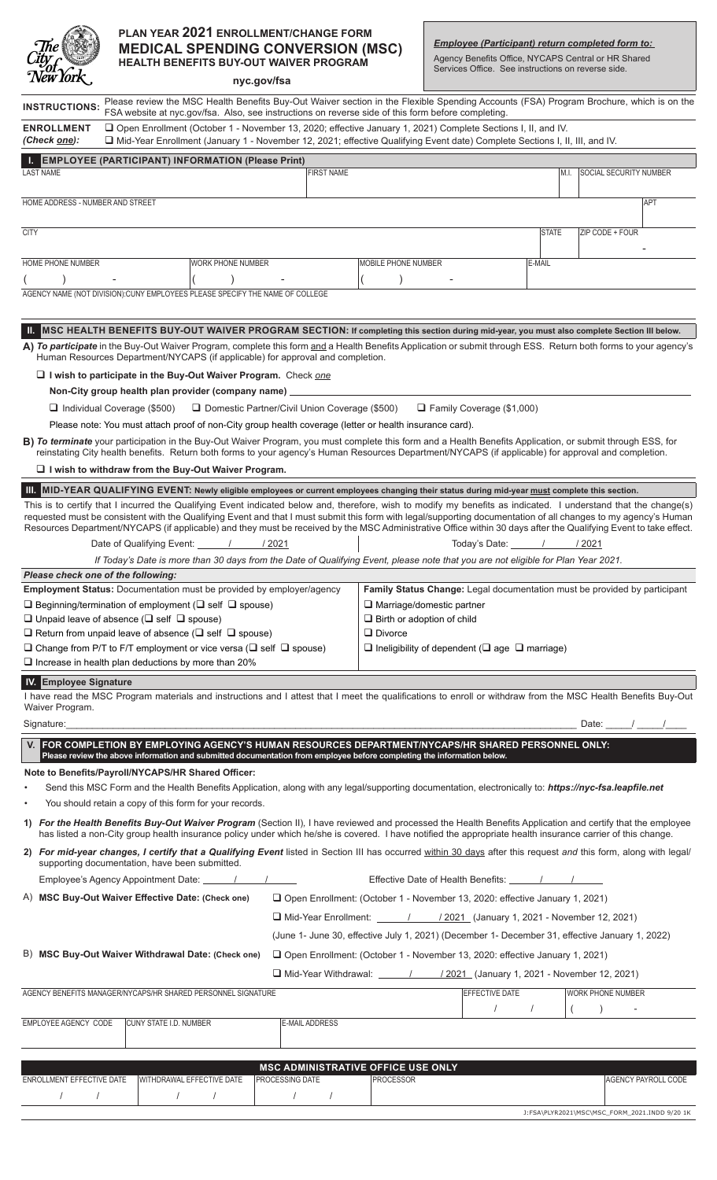# PLAN YEAR 2021 ENROLLMENT/CHANGE FORM
## MEDICAL SPENDING CONVERSION (MSC)
### HEALTH BENEFITS BUY-OUT WAIVER PROGRAM

nyc.gov/fsa

***Employee (Participant) return completed form to:***
Agency Benefits Office, NYCAPS Central or HR Shared Services Office. See instructions on reverse side.

**INSTRUCTIONS:** Please review the MSC Health Benefits Buy-Out Waiver section in the Flexible Spending Accounts (FSA) Program Brochure, which is on the FSA website at nyc.gov/fsa. Also, see instructions on reverse side of this form before completing.

**ENROLLMENT** *(Check one):*
- ☐ Open Enrollment (October 1 - November 13, 2020; effective January 1, 2021) Complete Sections I, II, and IV.
- ☐ Mid-Year Enrollment (January 1 - November 12, 2021; effective Qualifying Event date) Complete Sections I, II, III, and IV.

## I. EMPLOYEE (PARTICIPANT) INFORMATION (Please Print)

| LAST NAME | FIRST NAME | M.I. | SOCIAL SECURITY NUMBER |
|---|---|---|---|
| | | | |

| HOME ADDRESS - NUMBER AND STREET | APT |
|---|---|
| | |

| CITY | STATE | ZIP CODE + FOUR |
|---|---|---|
| | | - |

| HOME PHONE NUMBER | WORK PHONE NUMBER | MOBILE PHONE NUMBER | E-MAIL |
|---|---|---|---|
| ( ) - | ( ) - | ( ) - | |

AGENCY NAME (NOT DIVISION):CUNY EMPLOYEES PLEASE SPECIFY THE NAME OF COLLEGE

## II. MSC HEALTH BENEFITS BUY-OUT WAIVER PROGRAM SECTION: If completing this section during mid-year, you must also complete Section III below.

**A)** ***To participate*** in the Buy-Out Waiver Program, complete this form and a Health Benefits Application or submit through ESS. Return both forms to your agency's Human Resources Department/NYCAPS (if applicable) for approval and completion.

☐ **I wish to participate in the Buy-Out Waiver Program.** Check *one*

**Non-City group health plan provider (company name)** \_\_\_\_\_\_\_\_\_\_\_\_\_\_\_\_\_\_\_\_

☐ Individual Coverage ($500) ☐ Domestic Partner/Civil Union Coverage ($500) ☐ Family Coverage ($1,000)

Please note: You must attach proof of non-City group health coverage (letter or health insurance card).

**B)** ***To terminate*** your participation in the Buy-Out Waiver Program, you must complete this form and a Health Benefits Application, or submit through ESS, for reinstating City health benefits. Return both forms to your agency's Human Resources Department/NYCAPS (if applicable) for approval and completion.

☐ **I wish to withdraw from the Buy-Out Waiver Program.**

## III. MID-YEAR QUALIFYING EVENT: Newly eligible employees or current employees changing their status during mid-year must complete this section.

This is to certify that I incurred the Qualifying Event indicated below and, therefore, wish to modify my benefits as indicated. I understand that the change(s) requested must be consistent with the Qualifying Event and that I must submit this form with legal/supporting documentation of all changes to my agency's Human Resources Department/NYCAPS (if applicable) and they must be received by the MSC Administrative Office within 30 days after the Qualifying Event to take effect.

Date of Qualifying Event: \_\_\_\_ / \_\_\_\_ / 2021 Today's Date: \_\_\_\_ / \_\_\_\_ / 2021

*If Today's Date is more than 30 days from the Date of Qualifying Event, please note that you are not eligible for Plan Year 2021.*

***Please check one of the following:***

| **Employment Status:** Documentation must be provided by employer/agency | **Family Status Change:** Legal documentation must be provided by participant |
|---|---|
| ☐ Beginning/termination of employment (☐ self ☐ spouse) | ☐ Marriage/domestic partner |
| ☐ Unpaid leave of absence (☐ self ☐ spouse) | ☐ Birth or adoption of child |
| ☐ Return from unpaid leave of absence (☐ self ☐ spouse) | ☐ Divorce |
| ☐ Change from P/T to F/T employment or vice versa (☐ self ☐ spouse) | ☐ Ineligibility of dependent (☐ age ☐ marriage) |
| ☐ Increase in health plan deductions by more than 20% | |

## IV. Employee Signature

I have read the MSC Program materials and instructions and I attest that I meet the qualifications to enroll or withdraw from the MSC Health Benefits Buy-Out Waiver Program.

Signature: \_\_\_\_\_\_\_\_\_\_\_\_\_\_\_\_\_\_\_\_ Date: \_\_\_\_ / \_\_\_\_ / \_\_\_\_

## V. FOR COMPLETION BY EMPLOYING AGENCY'S HUMAN RESOURCES DEPARTMENT/NYCAPS/HR SHARED PERSONNEL ONLY:
**Please review the above information and submitted documentation from employee before completing the information below.**

**Note to Benefits/Payroll/NYCAPS/HR Shared Officer:**

- Send this MSC Form and the Health Benefits Application, along with any legal/supporting documentation, electronically to: ***https://nyc-fsa.leapfile.net***
- You should retain a copy of this form for your records.

**1)** ***For the Health Benefits Buy-Out Waiver Program*** (Section II), I have reviewed and processed the Health Benefits Application and certify that the employee has listed a non-City group health insurance policy under which he/she is covered. I have notified the appropriate health insurance carrier of this change.

**2)** ***For mid-year changes, I certify that a Qualifying Event*** listed in Section III has occurred within 30 days after this request *and* this form, along with legal/supporting documentation, have been submitted.

Employee's Agency Appointment Date: \_\_\_\_ / \_\_\_\_ / \_\_\_\_ Effective Date of Health Benefits: \_\_\_\_ / \_\_\_\_ / \_\_\_\_

A) **MSC Buy-Out Waiver Effective Date: (Check one)**
- ☐ Open Enrollment: (October 1 - November 13, 2020: effective January 1, 2021)
- ☐ Mid-Year Enrollment: \_\_\_\_ / \_\_\_\_ / 2021 (January 1, 2021 - November 12, 2021)

(June 1- June 30, effective July 1, 2021) (December 1- December 31, effective January 1, 2022)

B) **MSC Buy-Out Waiver Withdrawal Date: (Check one)**
- ☐ Open Enrollment: (October 1 - November 13, 2020: effective January 1, 2021)
- ☐ Mid-Year Withdrawal: \_\_\_\_ / \_\_\_\_ / 2021 (January 1, 2021 - November 12, 2021)

| AGENCY BENEFITS MANAGER/NYCAPS/HR SHARED PERSONNEL SIGNATURE | EFFECTIVE DATE | WORK PHONE NUMBER |
|---|---|---|
| | / / | ( ) - |

| EMPLOYEE AGENCY CODE | CUNY STATE I.D. NUMBER | E-MAIL ADDRESS |
|---|---|---|
| | | |

**MSC ADMINISTRATIVE OFFICE USE ONLY**

| ENROLLMENT EFFECTIVE DATE | WITHDRAWAL EFFECTIVE DATE | PROCESSING DATE | PROCESSOR | AGENCY PAYROLL CODE |
|---|---|---|---|---|
| / / | / / | / / | | |

J:FSA\PLYR2021\MSC\MSC_FORM_2021.INDD 9/20 1K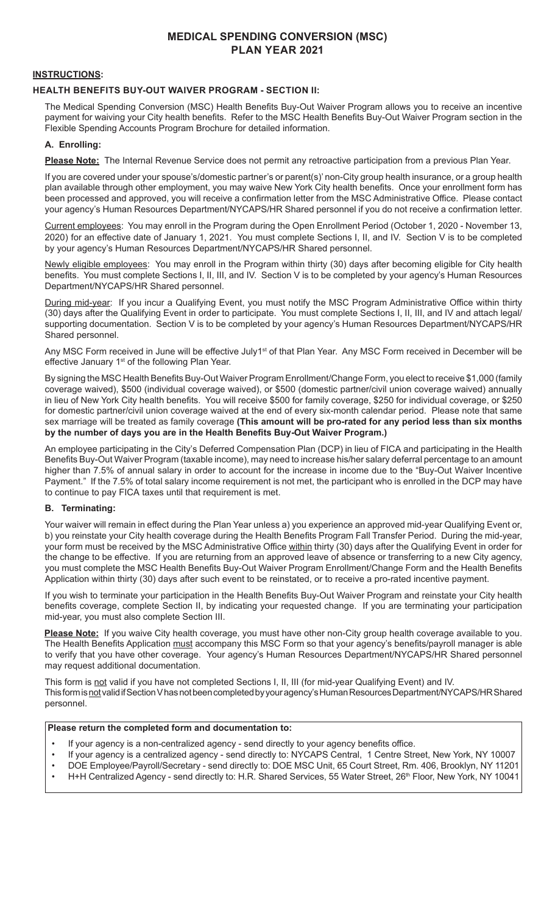# MEDICAL SPENDING CONVERSION (MSC)
# PLAN YEAR 2021

## INSTRUCTIONS:

### HEALTH BENEFITS BUY-OUT WAIVER PROGRAM - SECTION II:

The Medical Spending Conversion (MSC) Health Benefits Buy-Out Waiver Program allows you to receive an incentive payment for waiving your City health benefits. Refer to the MSC Health Benefits Buy-Out Waiver Program section in the Flexible Spending Accounts Program Brochure for detailed information.

#### A. Enrolling:

**Please Note:** The Internal Revenue Service does not permit any retroactive participation from a previous Plan Year.

If you are covered under your spouse's/domestic partner's or parent(s)' non-City group health insurance, or a group health plan available through other employment, you may waive New York City health benefits. Once your enrollment form has been processed and approved, you will receive a confirmation letter from the MSC Administrative Office. Please contact your agency's Human Resources Department/NYCAPS/HR Shared personnel if you do not receive a confirmation letter.

Current employees: You may enroll in the Program during the Open Enrollment Period (October 1, 2020 - November 13, 2020) for an effective date of January 1, 2021. You must complete Sections I, II, and IV. Section V is to be completed by your agency's Human Resources Department/NYCAPS/HR Shared personnel.

Newly eligible employees: You may enroll in the Program within thirty (30) days after becoming eligible for City health benefits. You must complete Sections I, II, and IV. Section V is to be completed by your agency's Human Resources Department/NYCAPS/HR Shared personnel.

During mid-year: If you incur a Qualifying Event, you must notify the MSC Program Administrative Office within thirty (30) days after the Qualifying Event in order to participate. You must complete Sections I, II, III, and IV and attach legal/supporting documentation. Section V is to be completed by your agency's Human Resources Department/NYCAPS/HR Shared personnel.

Any MSC Form received in June will be effective July 1st of that Plan Year. Any MSC Form received in December will be effective January 1st of the following Plan Year.

By signing the MSC Health Benefits Buy-Out Waiver Program Enrollment/Change Form, you elect to receive $1,000 (family coverage waived), $500 (individual coverage waived), or $500 (domestic partner/civil union coverage waived) annually in lieu of New York City health benefits. You will receive $500 for family coverage, $250 for individual coverage, or $250 for domestic partner/civil union coverage waived at the end of every six-month calendar period. Please note that same sex marriage will be treated as family coverage **(This amount will be pro-rated for any period less than six months by the number of days you are in the Health Benefits Buy-Out Waiver Program.)**

An employee participating in the City's Deferred Compensation Plan (DCP) in lieu of FICA and participating in the Health Benefits Buy-Out Waiver Program (taxable income), may need to increase his/her salary deferral percentage to an amount higher than 7.5% of annual salary in order to account for the increase in income due to the "Buy-Out Waiver Incentive Payment." If the 7.5% of total salary income requirement is not met, the participant who is enrolled in the DCP may have to continue to pay FICA taxes until that requirement is met.

#### B. Terminating:

Your waiver will remain in effect during the Plan Year unless a) you experience an approved mid-year Qualifying Event or, b) you reinstate your City health coverage during the Health Benefits Program Fall Transfer Period. During the mid-year, your form must be received by the MSC Administrative Office within thirty (30) days after the Qualifying Event in order for the change to be effective. If you are returning from an approved leave of absence or transferring to a new City agency, you must complete the MSC Health Benefits Buy-Out Waiver Program Enrollment/Change Form and the Health Benefits Application within thirty (30) days after such event to be reinstated, or to receive a pro-rated incentive payment.

If you wish to terminate your participation in the Health Benefits Buy-Out Waiver Program and reinstate your City health benefits coverage, complete Section II, by indicating your requested change. If you are terminating your participation mid-year, you must also complete Section III.

**Please Note:** If you waive City health coverage, you must have other non-City group health coverage available to you. The Health Benefits Application must accompany this MSC Form so that your agency's benefits/payroll manager is able to verify that you have other coverage. Your agency's Human Resources Department/NYCAPS/HR Shared personnel may request additional documentation.

This form is not valid if you have not completed Sections I, II, III (for mid-year Qualifying Event) and IV.
This form is not valid if Section V has not been completed by your agency's Human Resources Department/NYCAPS/HR Shared personnel.

**Please return the completed form and documentation to:**

- If your agency is a non-centralized agency - send directly to your agency benefits office.
- If your agency is a centralized agency - send directly to: NYCAPS Central, 1 Centre Street, New York, NY 10007
- DOE Employee/Payroll/Secretary - send directly to: DOE MSC Unit, 65 Court Street, Rm. 406, Brooklyn, NY 11201
- H+H Centralized Agency - send directly to: H.R. Shared Services, 55 Water Street, 26th Floor, New York, NY 10041